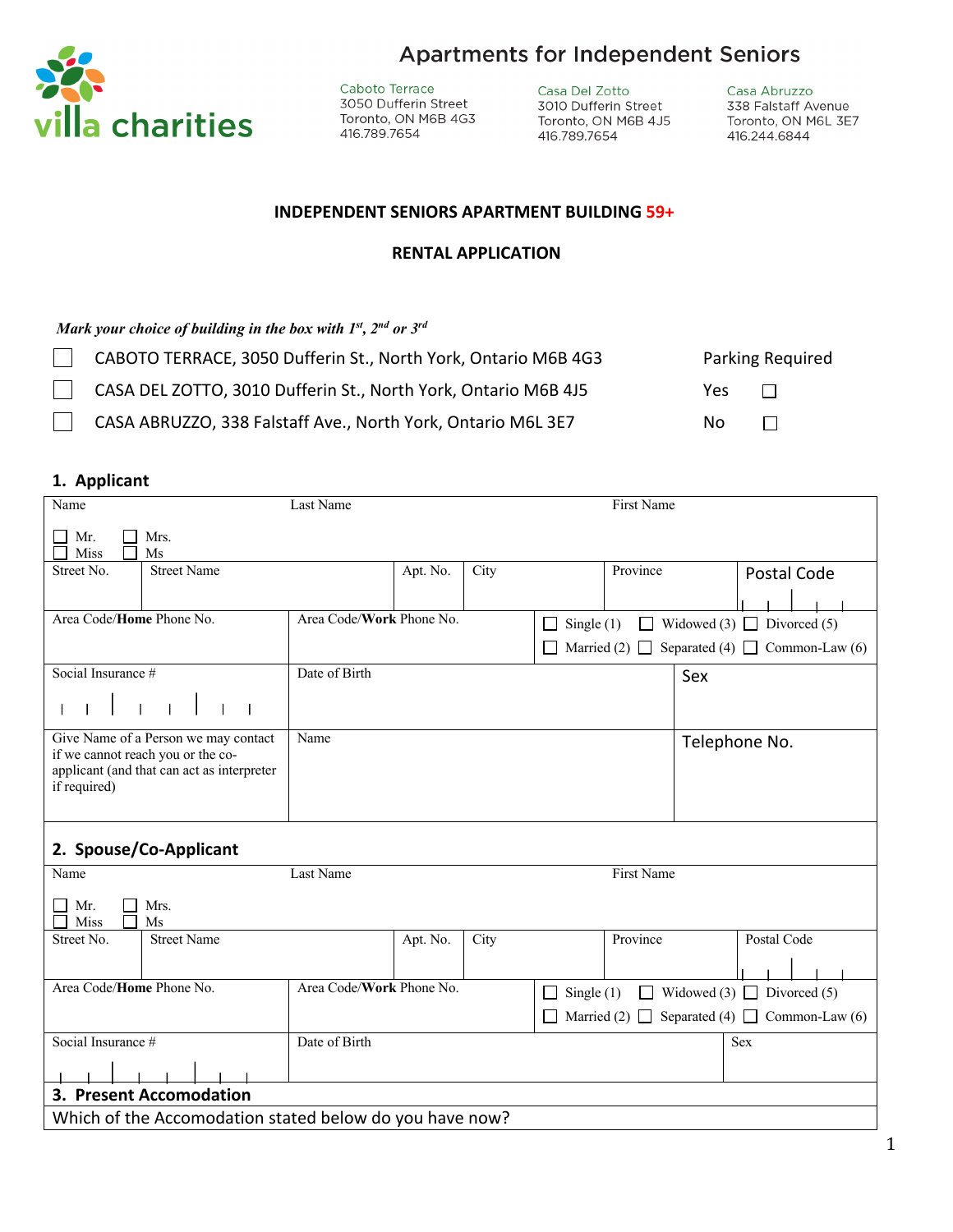villa charities

# Apartments for Independent Seniors

Caboto Terrace
3050 Dufferin Street
Toronto, ON M6B 4G3
416.789.7654

Casa Del Zotto
3010 Dufferin Street
Toronto, ON M6B 4J5
416.789.7654

Casa Abruzzo
338 Falstaff Avenue
Toronto, ON M6L 3E7
416.244.6844

**INDEPENDENT SENIORS APARTMENT BUILDING 59+**

**RENTAL APPLICATION**

***Mark your choice of building in the box with 1st, 2nd or 3rd***

☐ CABOTO TERRACE, 3050 Dufferin St., North York, Ontario M6B 4G3

☐ CASA DEL ZOTTO, 3010 Dufferin St., North York, Ontario M6B 4J5

☐ CASA ABRUZZO, 338 Falstaff Ave., North York, Ontario M6L 3E7

Parking Required

Yes ☐

No ☐

## 1. Applicant

| Name ☐ Mr. ☐ Mrs. ☐ Miss ☐ Ms | Last Name | | | First Name | | |
|---|---|---|---|---|---|---|
| Street No. | Street Name | Apt. No. | City | Province | Postal Code | |
| Area Code/**Home** Phone No. | Area Code/**Work** Phone No. | | ☐ Single (1) ☐ Widowed (3) ☐ Divorced (5) ☐ Married (2) ☐ Separated (4) ☐ Common-Law (6) | | | |
| Social Insurance # | Date of Birth | | | | Sex | |
| Give Name of a Person we may contact if we cannot reach you or the co-applicant (and that can act as interpreter if required) | Name | | | | Telephone No. | |

## 2. Spouse/Co-Applicant

| Name ☐ Mr. ☐ Mrs. ☐ Miss ☐ Ms | Last Name | | | First Name | | |
|---|---|---|---|---|---|---|
| Street No. | Street Name | Apt. No. | City | Province | Postal Code | |
| Area Code/**Home** Phone No. | Area Code/**Work** Phone No. | | ☐ Single (1) ☐ Widowed (3) ☐ Divorced (5) ☐ Married (2) ☐ Separated (4) ☐ Common-Law (6) | | | |
| Social Insurance # | Date of Birth | | | | Sex | |

## 3. Present Accomodation

Which of the Accomodation stated below do you have now?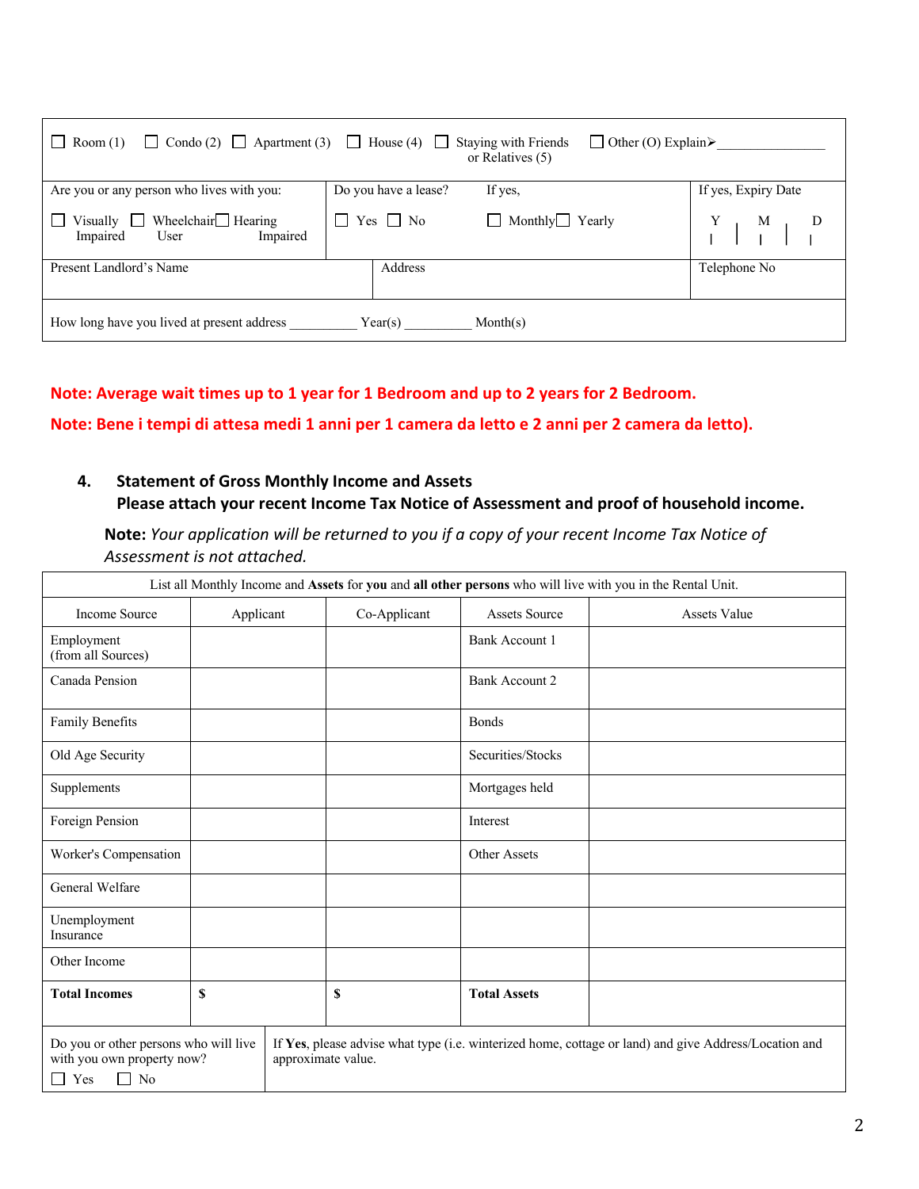| ☐ Room (1) | ☐ Condo (2) | ☐ Apartment (3) | ☐ House (4) | ☐ Staying with Friends or Relatives (5) | ☐ Other (O) Explain➢_______________ |
|---|---|---|---|---|---|
| Are you or any person who lives with you: ☐ Visually Impaired ☐ Wheelchair User ☐ Hearing Impaired | | Do you have a lease? ☐ Yes ☐ No | If yes, ☐ Monthly ☐ Yearly | | If yes, Expiry Date Y \| M \| D |
| Present Landlord's Name | | Address | | | Telephone No |
| How long have you lived at present address _________ Year(s) _________ Month(s) | | | | | |

**Note: Average wait times up to 1 year for 1 Bedroom and up to 2 years for 2 Bedroom.**

**Note: Bene i tempi di attesa medi 1 anni per 1 camera da letto e 2 anni per 2 camera da letto).**

## 4. Statement of Gross Monthly Income and Assets

**Please attach your recent Income Tax Notice of Assessment and proof of household income.**

**Note:** *Your application will be returned to you if a copy of your recent Income Tax Notice of Assessment is not attached.*

| List all Monthly Income and **Assets** for **you** and **all other persons** who will live with you in the Rental Unit. | | | | |
|---|---|---|---|---|
| Income Source | Applicant | Co-Applicant | Assets Source | Assets Value |
| Employment (from all Sources) | | | Bank Account 1 | |
| Canada Pension | | | Bank Account 2 | |
| Family Benefits | | | Bonds | |
| Old Age Security | | | Securities/Stocks | |
| Supplements | | | Mortgages held | |
| Foreign Pension | | | Interest | |
| Worker's Compensation | | | Other Assets | |
| General Welfare | | | | |
| Unemployment Insurance | | | | |
| Other Income | | | | |
| **Total Incomes** | **$** | **$** | **Total Assets** | |

| Do you or other persons who will live with you own property now? ☐ Yes ☐ No | If **Yes**, please advise what type (i.e. winterized home, cottage or land) and give Address/Location and approximate value. |
|---|---|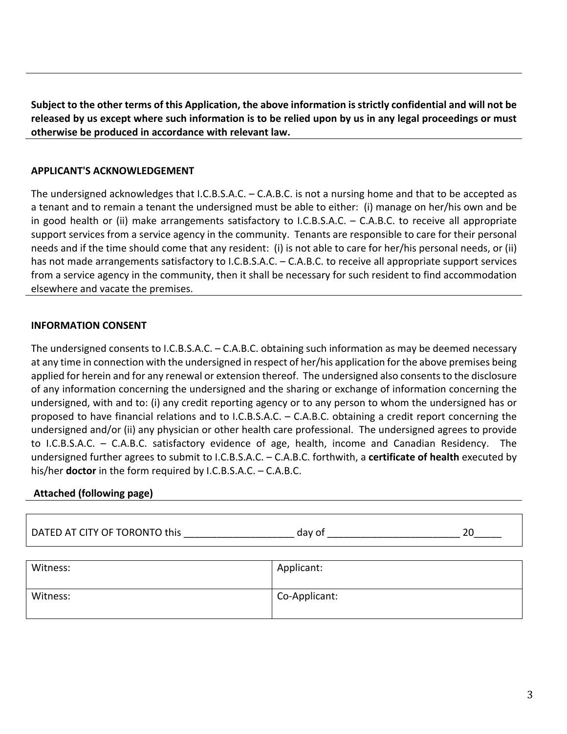**Subject to the other terms of this Application, the above information is strictly confidential and will not be released by us except where such information is to be relied upon by us in any legal proceedings or must otherwise be produced in accordance with relevant law.**

**APPLICANT'S ACKNOWLEDGEMENT**

The undersigned acknowledges that I.C.B.S.A.C. – C.A.B.C. is not a nursing home and that to be accepted as a tenant and to remain a tenant the undersigned must be able to either: (i) manage on her/his own and be in good health or (ii) make arrangements satisfactory to I.C.B.S.A.C. – C.A.B.C. to receive all appropriate support services from a service agency in the community. Tenants are responsible to care for their personal needs and if the time should come that any resident: (i) is not able to care for her/his personal needs, or (ii) has not made arrangements satisfactory to I.C.B.S.A.C. – C.A.B.C. to receive all appropriate support services from a service agency in the community, then it shall be necessary for such resident to find accommodation elsewhere and vacate the premises.

**INFORMATION CONSENT**

The undersigned consents to I.C.B.S.A.C. – C.A.B.C. obtaining such information as may be deemed necessary at any time in connection with the undersigned in respect of her/his application for the above premises being applied for herein and for any renewal or extension thereof. The undersigned also consents to the disclosure of any information concerning the undersigned and the sharing or exchange of information concerning the undersigned, with and to: (i) any credit reporting agency or to any person to whom the undersigned has or proposed to have financial relations and to I.C.B.S.A.C. – C.A.B.C. obtaining a credit report concerning the undersigned and/or (ii) any physician or other health care professional. The undersigned agrees to provide to I.C.B.S.A.C. – C.A.B.C. satisfactory evidence of age, health, income and Canadian Residency. The undersigned further agrees to submit to I.C.B.S.A.C. – C.A.B.C. forthwith, a **certificate of health** executed by his/her **doctor** in the form required by I.C.B.S.A.C. – C.A.B.C.

**Attached (following page)**

DATED AT CITY OF TORONTO this ____________________ day of ________________________ 20_____

| Witness: | Applicant: |
|---|---|
| Witness: | Co-Applicant: |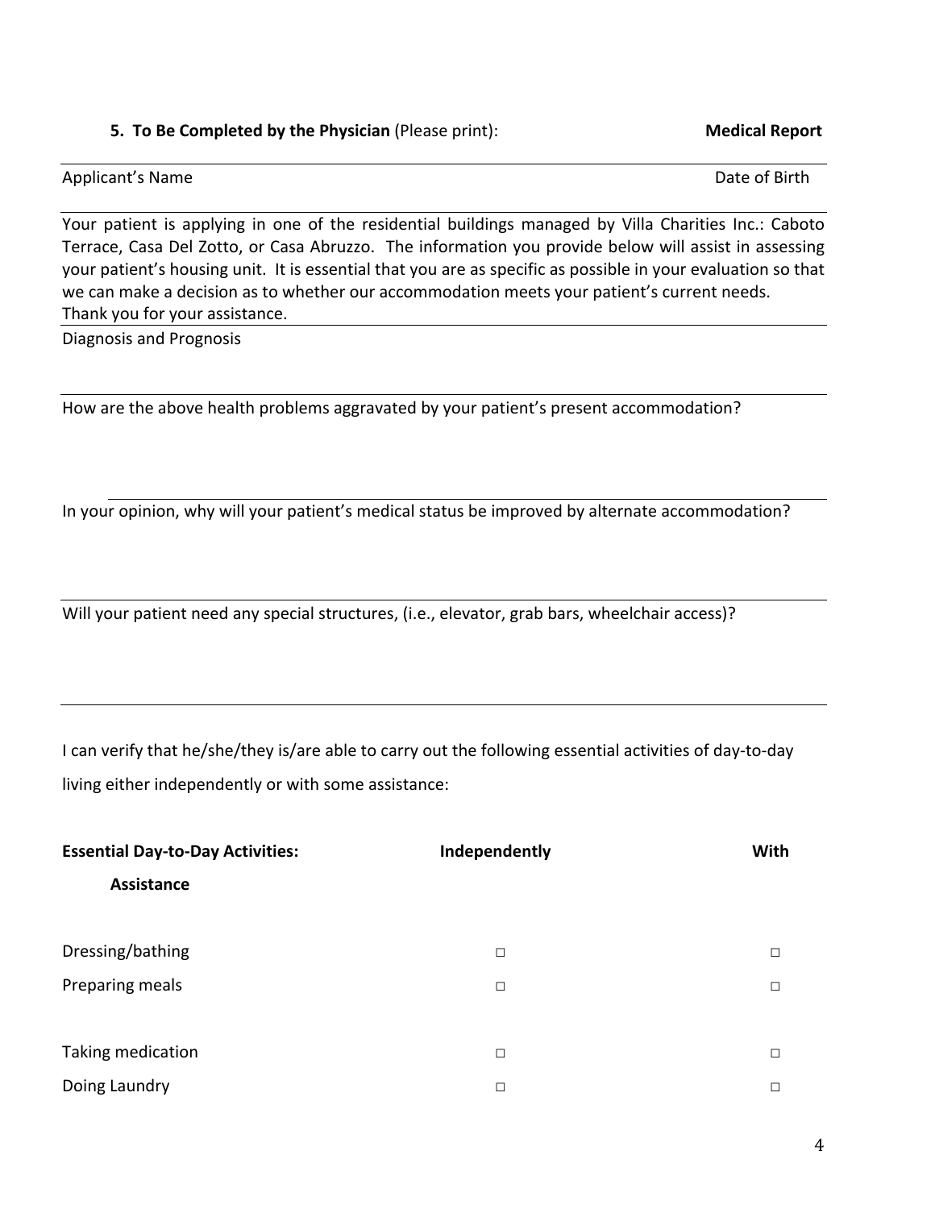**5. To Be Completed by the Physician** (Please print): **Medical Report**

Applicant's Name Date of Birth

Your patient is applying in one of the residential buildings managed by Villa Charities Inc.: Caboto Terrace, Casa Del Zotto, or Casa Abruzzo. The information you provide below will assist in assessing your patient's housing unit. It is essential that you are as specific as possible in your evaluation so that we can make a decision as to whether our accommodation meets your patient's current needs.
Thank you for your assistance.

Diagnosis and Prognosis

How are the above health problems aggravated by your patient's present accommodation?

In your opinion, why will your patient's medical status be improved by alternate accommodation?

Will your patient need any special structures, (i.e., elevator, grab bars, wheelchair access)?

I can verify that he/she/they is/are able to carry out the following essential activities of day-to-day living either independently or with some assistance:

| **Essential Day-to-Day Activities:** | **Independently** | **With Assistance** |
|---|---|---|
| Dressing/bathing | □ | □ |
| Preparing meals | □ | □ |
| Taking medication | □ | □ |
| Doing Laundry | □ | □ |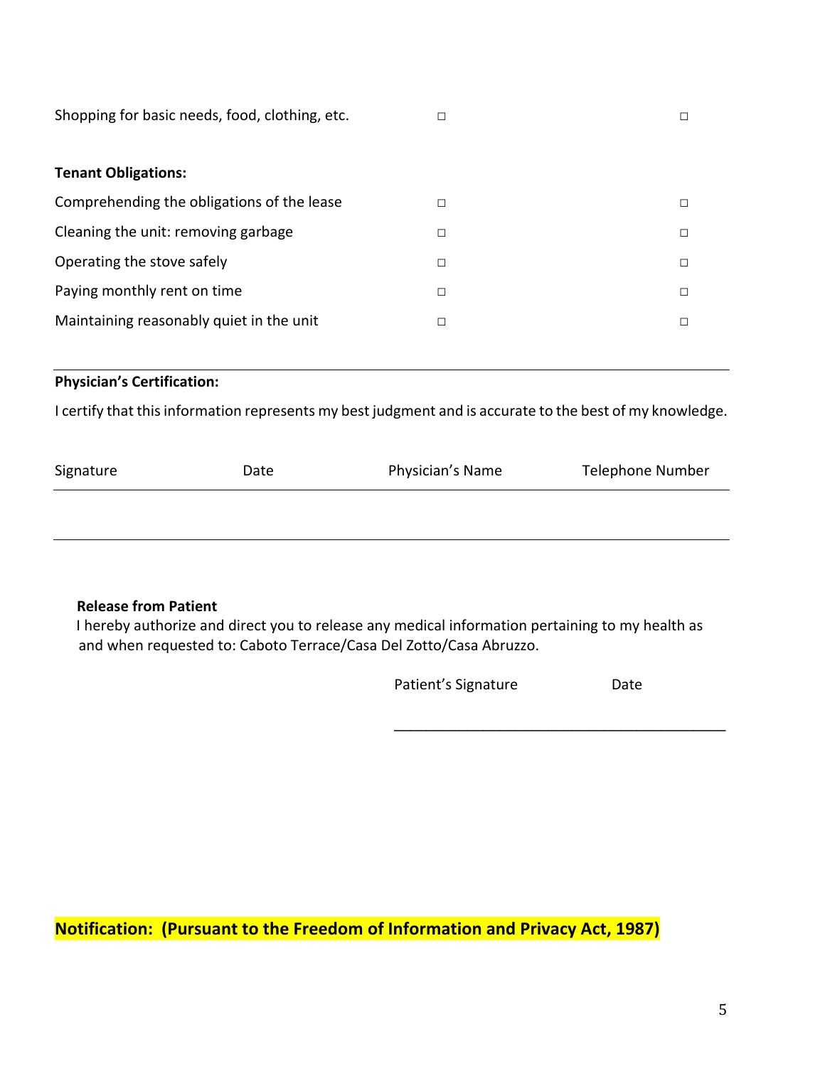| | | |
|---|---|---|
| Shopping for basic needs, food, clothing, etc. | □ | □ |
| **Tenant Obligations:** | | |
| Comprehending the obligations of the lease | □ | □ |
| Cleaning the unit: removing garbage | □ | □ |
| Operating the stove safely | □ | □ |
| Paying monthly rent on time | □ | □ |
| Maintaining reasonably quiet in the unit | □ | □ |

**Physician's Certification:**

I certify that this information represents my best judgment and is accurate to the best of my knowledge.

| Signature | Date | Physician's Name | Telephone Number |
|---|---|---|---|
| | | | |

**Release from Patient**

I hereby authorize and direct you to release any medical information pertaining to my health as and when requested to: Caboto Terrace/Casa Del Zotto/Casa Abruzzo.

Patient's Signature Date

_________________________________________

**Notification: (Pursuant to the Freedom of Information and Privacy Act, 1987)**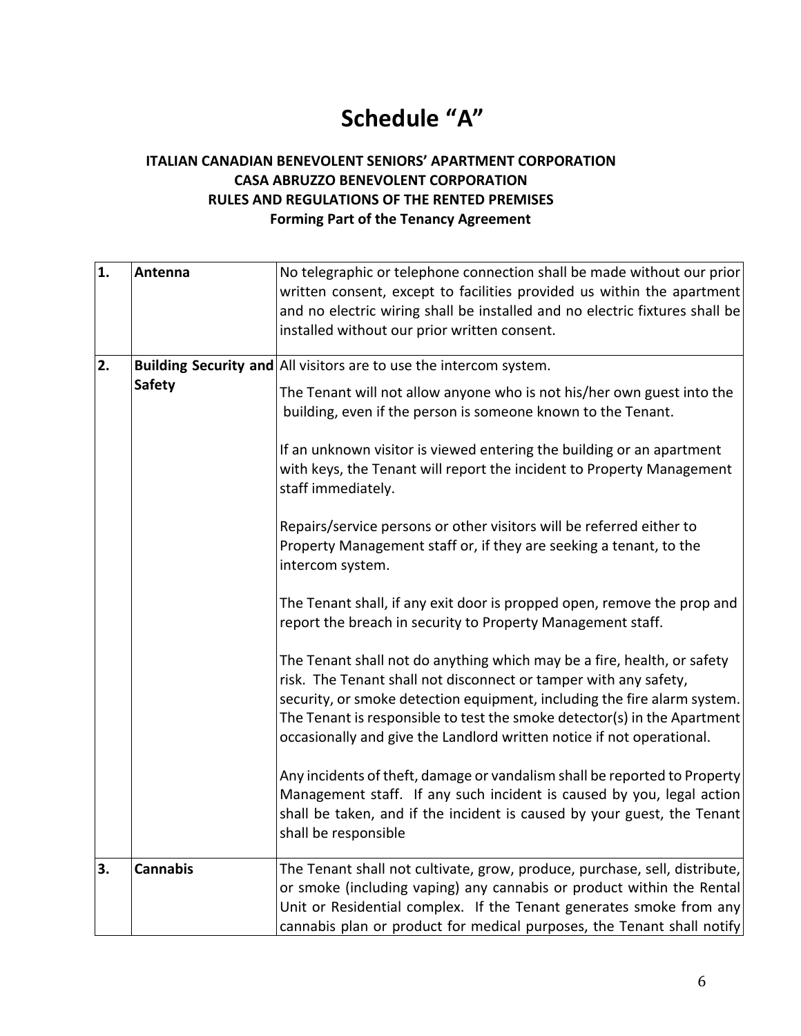# Schedule "A"

**ITALIAN CANADIAN BENEVOLENT SENIORS' APARTMENT CORPORATION**
**CASA ABRUZZO BENEVOLENT CORPORATION**
**RULES AND REGULATIONS OF THE RENTED PREMISES**
**Forming Part of the Tenancy Agreement**

| | | |
|---|---|---|
| **1.** | **Antenna** | No telegraphic or telephone connection shall be made without our prior written consent, except to facilities provided us within the apartment and no electric wiring shall be installed and no electric fixtures shall be installed without our prior written consent. |
| **2.** | **Building Security and Safety** | All visitors are to use the intercom system.<br><br>The Tenant will not allow anyone who is not his/her own guest into the building, even if the person is someone known to the Tenant.<br><br>If an unknown visitor is viewed entering the building or an apartment with keys, the Tenant will report the incident to Property Management staff immediately.<br><br>Repairs/service persons or other visitors will be referred either to Property Management staff or, if they are seeking a tenant, to the intercom system.<br><br>The Tenant shall, if any exit door is propped open, remove the prop and report the breach in security to Property Management staff.<br><br>The Tenant shall not do anything which may be a fire, health, or safety risk. The Tenant shall not disconnect or tamper with any safety, security, or smoke detection equipment, including the fire alarm system. The Tenant is responsible to test the smoke detector(s) in the Apartment occasionally and give the Landlord written notice if not operational.<br><br>Any incidents of theft, damage or vandalism shall be reported to Property Management staff. If any such incident is caused by you, legal action shall be taken, and if the incident is caused by your guest, the Tenant shall be responsible |
| **3.** | **Cannabis** | The Tenant shall not cultivate, grow, produce, purchase, sell, distribute, or smoke (including vaping) any cannabis or product within the Rental Unit or Residential complex. If the Tenant generates smoke from any cannabis plan or product for medical purposes, the Tenant shall notify |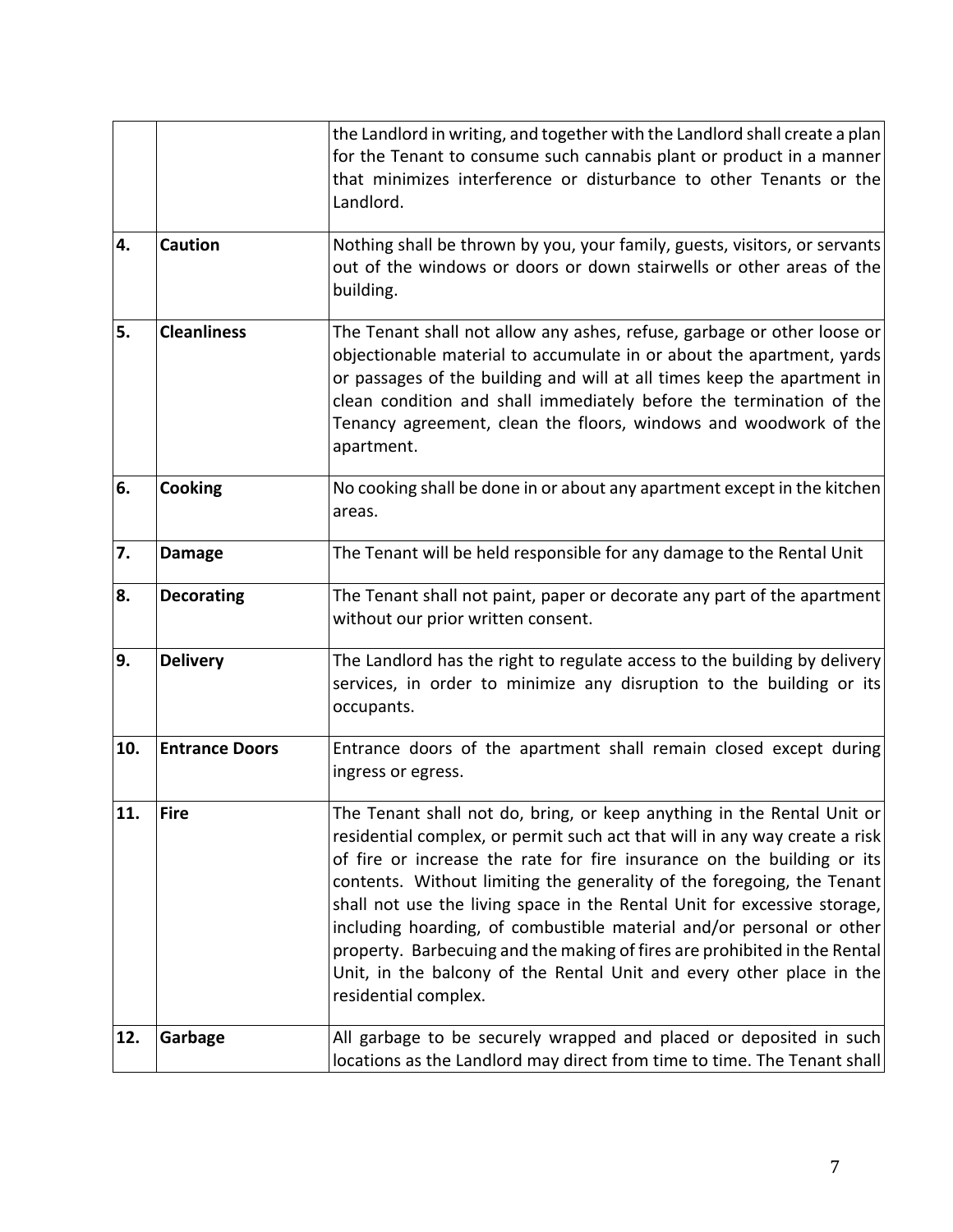| | | |
|---|---|---|
| | | the Landlord in writing, and together with the Landlord shall create a plan for the Tenant to consume such cannabis plant or product in a manner that minimizes interference or disturbance to other Tenants or the Landlord. |
| **4.** | **Caution** | Nothing shall be thrown by you, your family, guests, visitors, or servants out of the windows or doors or down stairwells or other areas of the building. |
| **5.** | **Cleanliness** | The Tenant shall not allow any ashes, refuse, garbage or other loose or objectionable material to accumulate in or about the apartment, yards or passages of the building and will at all times keep the apartment in clean condition and shall immediately before the termination of the Tenancy agreement, clean the floors, windows and woodwork of the apartment. |
| **6.** | **Cooking** | No cooking shall be done in or about any apartment except in the kitchen areas. |
| **7.** | **Damage** | The Tenant will be held responsible for any damage to the Rental Unit |
| **8.** | **Decorating** | The Tenant shall not paint, paper or decorate any part of the apartment without our prior written consent. |
| **9.** | **Delivery** | The Landlord has the right to regulate access to the building by delivery services, in order to minimize any disruption to the building or its occupants. |
| **10.** | **Entrance Doors** | Entrance doors of the apartment shall remain closed except during ingress or egress. |
| **11.** | **Fire** | The Tenant shall not do, bring, or keep anything in the Rental Unit or residential complex, or permit such act that will in any way create a risk of fire or increase the rate for fire insurance on the building or its contents. Without limiting the generality of the foregoing, the Tenant shall not use the living space in the Rental Unit for excessive storage, including hoarding, of combustible material and/or personal or other property. Barbecuing and the making of fires are prohibited in the Rental Unit, in the balcony of the Rental Unit and every other place in the residential complex. |
| **12.** | **Garbage** | All garbage to be securely wrapped and placed or deposited in such locations as the Landlord may direct from time to time. The Tenant shall |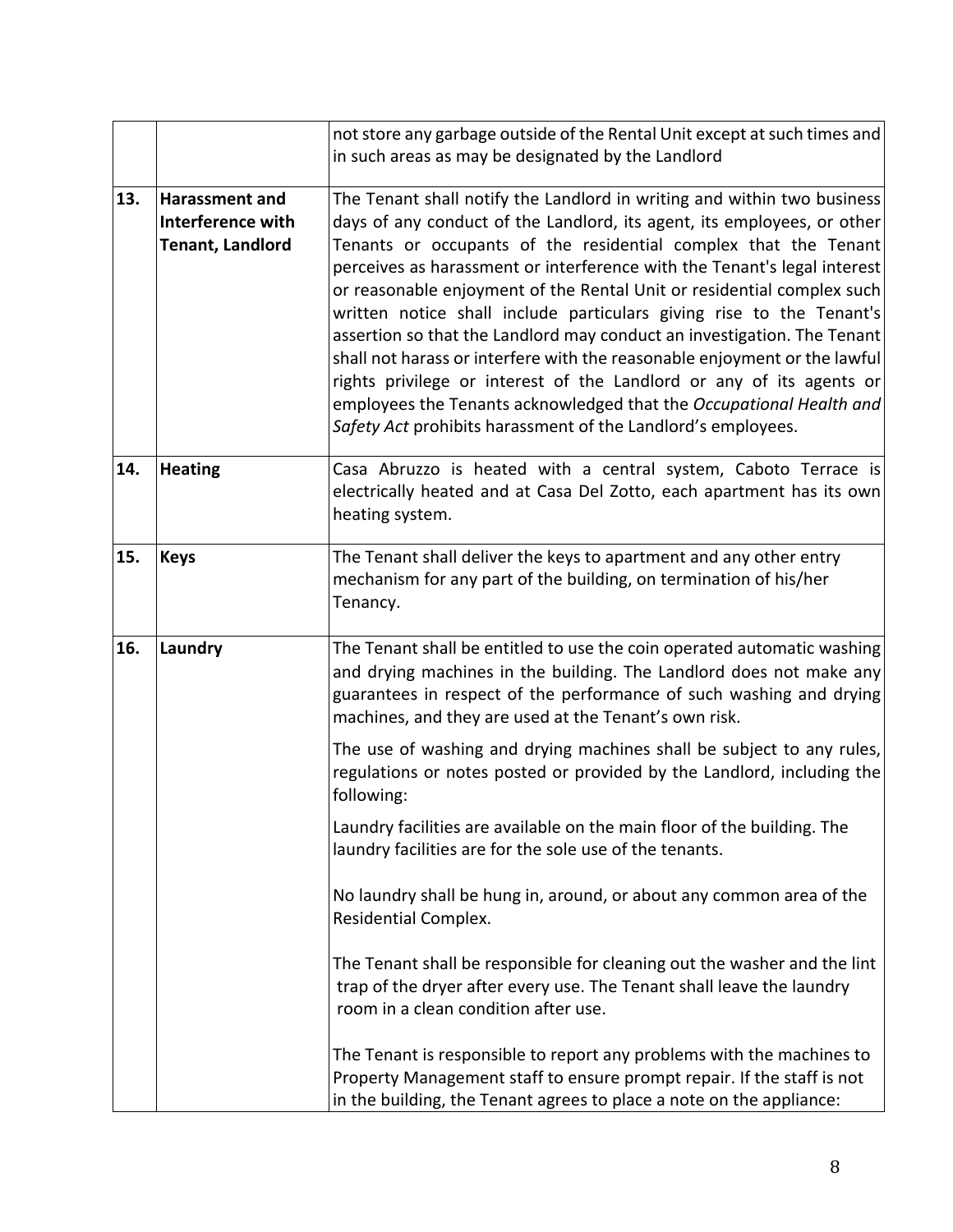| | | |
|---|---|---|
| | | not store any garbage outside of the Rental Unit except at such times and in such areas as may be designated by the Landlord |
| **13.** | **Harassment and Interference with Tenant, Landlord** | The Tenant shall notify the Landlord in writing and within two business days of any conduct of the Landlord, its agent, its employees, or other Tenants or occupants of the residential complex that the Tenant perceives as harassment or interference with the Tenant's legal interest or reasonable enjoyment of the Rental Unit or residential complex such written notice shall include particulars giving rise to the Tenant's assertion so that the Landlord may conduct an investigation. The Tenant shall not harass or interfere with the reasonable enjoyment or the lawful rights privilege or interest of the Landlord or any of its agents or employees the Tenants acknowledged that the *Occupational Health and Safety Act* prohibits harassment of the Landlord's employees. |
| **14.** | **Heating** | Casa Abruzzo is heated with a central system, Caboto Terrace is electrically heated and at Casa Del Zotto, each apartment has its own heating system. |
| **15.** | **Keys** | The Tenant shall deliver the keys to apartment and any other entry mechanism for any part of the building, on termination of his/her Tenancy. |
| **16.** | **Laundry** | The Tenant shall be entitled to use the coin operated automatic washing and drying machines in the building. The Landlord does not make any guarantees in respect of the performance of such washing and drying machines, and they are used at the Tenant's own risk.<br><br>The use of washing and drying machines shall be subject to any rules, regulations or notes posted or provided by the Landlord, including the following:<br><br>Laundry facilities are available on the main floor of the building. The laundry facilities are for the sole use of the tenants.<br><br>No laundry shall be hung in, around, or about any common area of the Residential Complex.<br><br>The Tenant shall be responsible for cleaning out the washer and the lint trap of the dryer after every use. The Tenant shall leave the laundry room in a clean condition after use.<br><br>The Tenant is responsible to report any problems with the machines to Property Management staff to ensure prompt repair. If the staff is not in the building, the Tenant agrees to place a note on the appliance: |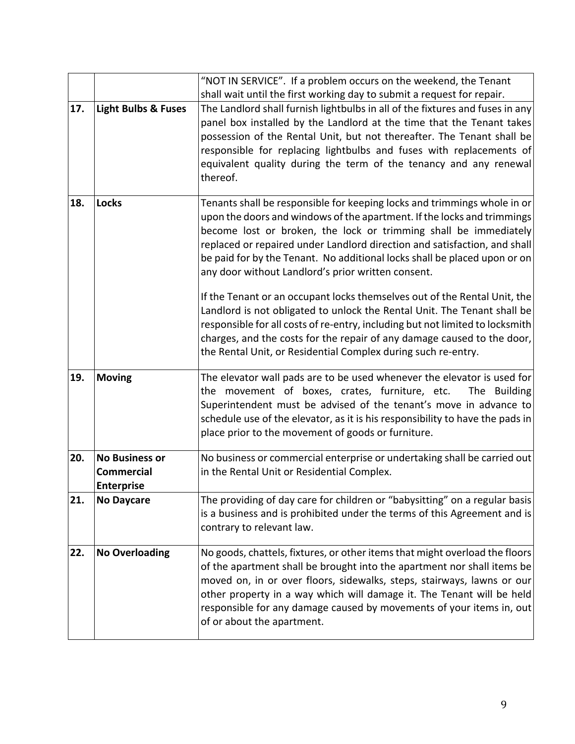| | | |
|---|---|---|
| | | "NOT IN SERVICE". If a problem occurs on the weekend, the Tenant shall wait until the first working day to submit a request for repair. |
| **17.** | **Light Bulbs & Fuses** | The Landlord shall furnish lightbulbs in all of the fixtures and fuses in any panel box installed by the Landlord at the time that the Tenant takes possession of the Rental Unit, but not thereafter. The Tenant shall be responsible for replacing lightbulbs and fuses with replacements of equivalent quality during the term of the tenancy and any renewal thereof. |
| **18.** | **Locks** | Tenants shall be responsible for keeping locks and trimmings whole in or upon the doors and windows of the apartment. If the locks and trimmings become lost or broken, the lock or trimming shall be immediately replaced or repaired under Landlord direction and satisfaction, and shall be paid for by the Tenant. No additional locks shall be placed upon or on any door without Landlord's prior written consent.<br><br>If the Tenant or an occupant locks themselves out of the Rental Unit, the Landlord is not obligated to unlock the Rental Unit. The Tenant shall be responsible for all costs of re-entry, including but not limited to locksmith charges, and the costs for the repair of any damage caused to the door, the Rental Unit, or Residential Complex during such re-entry. |
| **19.** | **Moving** | The elevator wall pads are to be used whenever the elevator is used for the movement of boxes, crates, furniture, etc. The Building Superintendent must be advised of the tenant's move in advance to schedule use of the elevator, as it is his responsibility to have the pads in place prior to the movement of goods or furniture. |
| **20.** | **No Business or Commercial Enterprise** | No business or commercial enterprise or undertaking shall be carried out in the Rental Unit or Residential Complex. |
| **21.** | **No Daycare** | The providing of day care for children or "babysitting" on a regular basis is a business and is prohibited under the terms of this Agreement and is contrary to relevant law. |
| **22.** | **No Overloading** | No goods, chattels, fixtures, or other items that might overload the floors of the apartment shall be brought into the apartment nor shall items be moved on, in or over floors, sidewalks, steps, stairways, lawns or our other property in a way which will damage it. The Tenant will be held responsible for any damage caused by movements of your items in, out of or about the apartment. |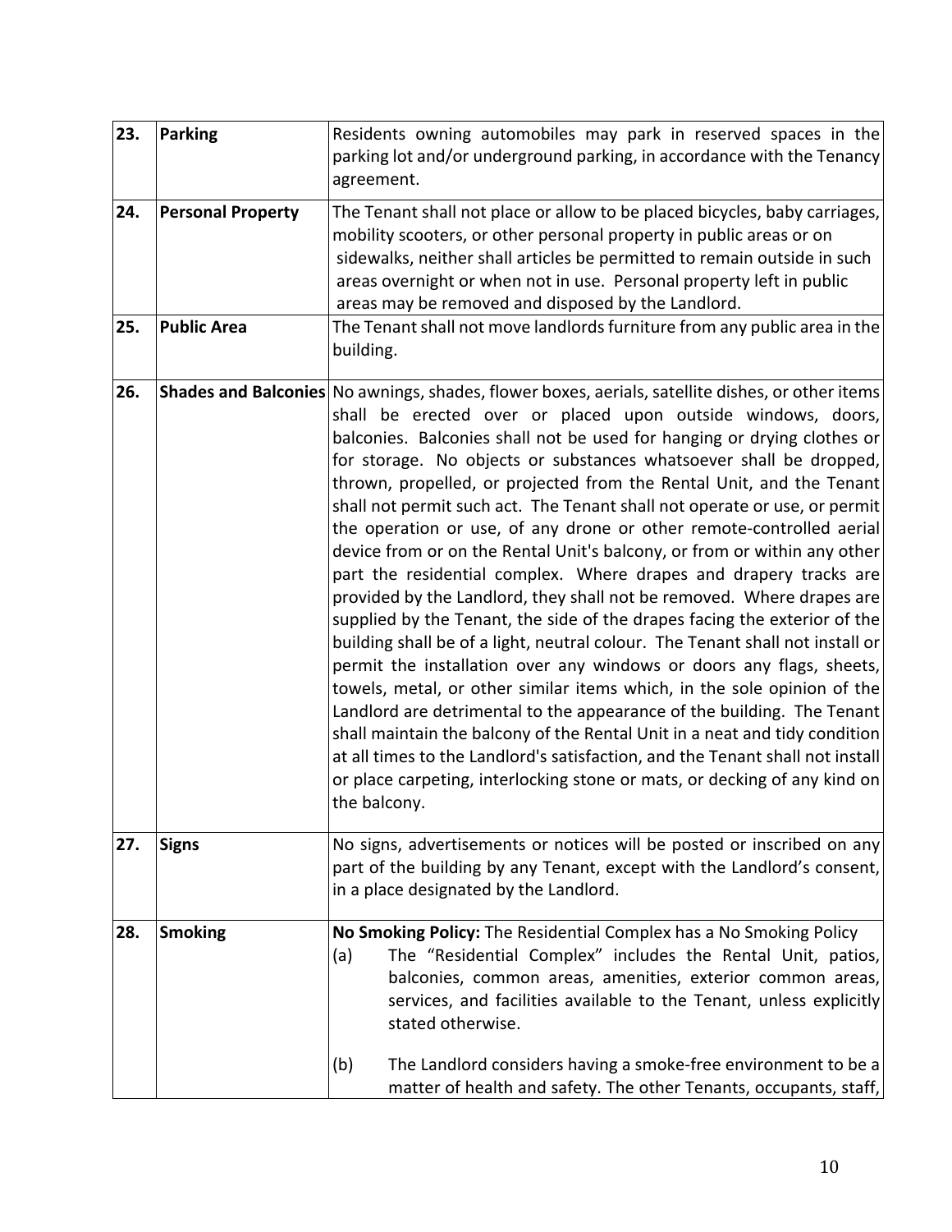| | | |
|---|---|---|
| **23.** | **Parking** | Residents owning automobiles may park in reserved spaces in the parking lot and/or underground parking, in accordance with the Tenancy agreement. |
| **24.** | **Personal Property** | The Tenant shall not place or allow to be placed bicycles, baby carriages, mobility scooters, or other personal property in public areas or on sidewalks, neither shall articles be permitted to remain outside in such areas overnight or when not in use. Personal property left in public areas may be removed and disposed by the Landlord. |
| **25.** | **Public Area** | The Tenant shall not move landlords furniture from any public area in the building. |
| **26.** | **Shades and Balconies** | No awnings, shades, flower boxes, aerials, satellite dishes, or other items shall be erected over or placed upon outside windows, doors, balconies. Balconies shall not be used for hanging or drying clothes or for storage. No objects or substances whatsoever shall be dropped, thrown, propelled, or projected from the Rental Unit, and the Tenant shall not permit such act. The Tenant shall not operate or use, or permit the operation or use, of any drone or other remote-controlled aerial device from or on the Rental Unit's balcony, or from or within any other part the residential complex. Where drapes and drapery tracks are provided by the Landlord, they shall not be removed. Where drapes are supplied by the Tenant, the side of the drapes facing the exterior of the building shall be of a light, neutral colour. The Tenant shall not install or permit the installation over any windows or doors any flags, sheets, towels, metal, or other similar items which, in the sole opinion of the Landlord are detrimental to the appearance of the building. The Tenant shall maintain the balcony of the Rental Unit in a neat and tidy condition at all times to the Landlord's satisfaction, and the Tenant shall not install or place carpeting, interlocking stone or mats, or decking of any kind on the balcony. |
| **27.** | **Signs** | No signs, advertisements or notices will be posted or inscribed on any part of the building by any Tenant, except with the Landlord's consent, in a place designated by the Landlord. |
| **28.** | **Smoking** | **No Smoking Policy:** The Residential Complex has a No Smoking Policy<br>(a) The "Residential Complex" includes the Rental Unit, patios, balconies, common areas, amenities, exterior common areas, services, and facilities available to the Tenant, unless explicitly stated otherwise.<br><br>(b) The Landlord considers having a smoke-free environment to be a matter of health and safety. The other Tenants, occupants, staff, |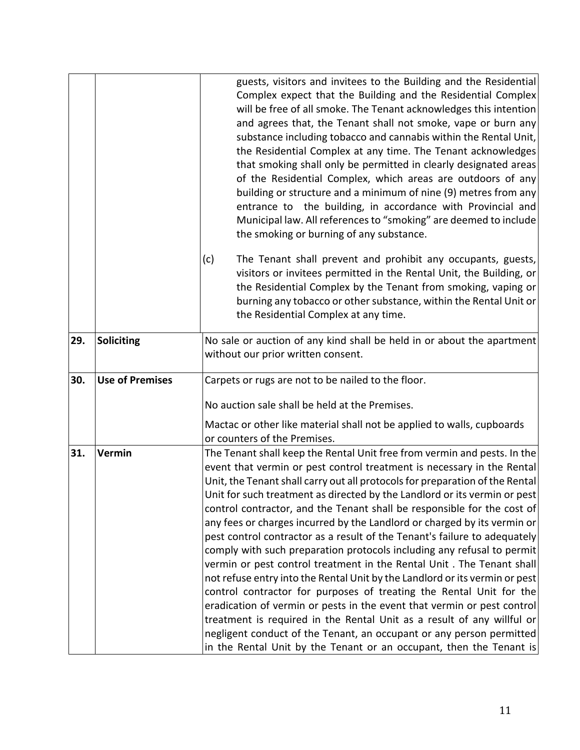| | | |
|---|---|---|
| | | guests, visitors and invitees to the Building and the Residential Complex expect that the Building and the Residential Complex will be free of all smoke. The Tenant acknowledges this intention and agrees that, the Tenant shall not smoke, vape or burn any substance including tobacco and cannabis within the Rental Unit, the Residential Complex at any time. The Tenant acknowledges that smoking shall only be permitted in clearly designated areas of the Residential Complex, which areas are outdoors of any building or structure and a minimum of nine (9) metres from any entrance to the building, in accordance with Provincial and Municipal law. All references to "smoking" are deemed to include the smoking or burning of any substance.<br><br>(c) The Tenant shall prevent and prohibit any occupants, guests, visitors or invitees permitted in the Rental Unit, the Building, or the Residential Complex by the Tenant from smoking, vaping or burning any tobacco or other substance, within the Rental Unit or the Residential Complex at any time. |
| **29.** | **Soliciting** | No sale or auction of any kind shall be held in or about the apartment without our prior written consent. |
| **30.** | **Use of Premises** | Carpets or rugs are not to be nailed to the floor.<br><br>No auction sale shall be held at the Premises.<br><br>Mactac or other like material shall not be applied to walls, cupboards or counters of the Premises. |
| **31.** | **Vermin** | The Tenant shall keep the Rental Unit free from vermin and pests. In the event that vermin or pest control treatment is necessary in the Rental Unit, the Tenant shall carry out all protocols for preparation of the Rental Unit for such treatment as directed by the Landlord or its vermin or pest control contractor, and the Tenant shall be responsible for the cost of any fees or charges incurred by the Landlord or charged by its vermin or pest control contractor as a result of the Tenant's failure to adequately comply with such preparation protocols including any refusal to permit vermin or pest control treatment in the Rental Unit . The Tenant shall not refuse entry into the Rental Unit by the Landlord or its vermin or pest control contractor for purposes of treating the Rental Unit for the eradication of vermin or pests in the event that vermin or pest control treatment is required in the Rental Unit as a result of any willful or negligent conduct of the Tenant, an occupant or any person permitted in the Rental Unit by the Tenant or an occupant, then the Tenant is |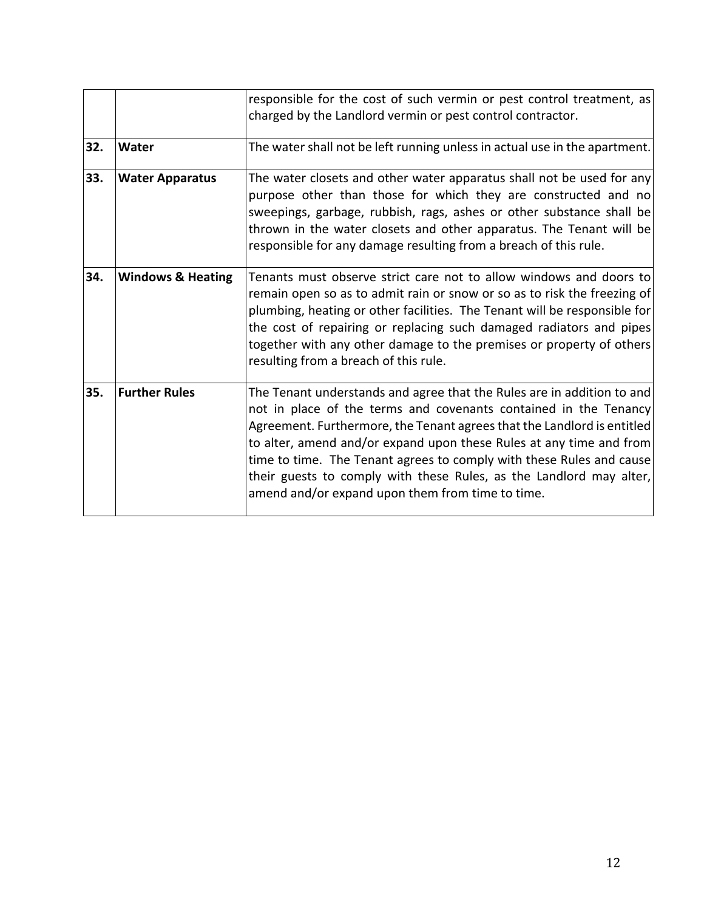| | | |
|---|---|---|
| | | responsible for the cost of such vermin or pest control treatment, as charged by the Landlord vermin or pest control contractor. |
| **32.** | **Water** | The water shall not be left running unless in actual use in the apartment. |
| **33.** | **Water Apparatus** | The water closets and other water apparatus shall not be used for any purpose other than those for which they are constructed and no sweepings, garbage, rubbish, rags, ashes or other substance shall be thrown in the water closets and other apparatus. The Tenant will be responsible for any damage resulting from a breach of this rule. |
| **34.** | **Windows & Heating** | Tenants must observe strict care not to allow windows and doors to remain open so as to admit rain or snow or so as to risk the freezing of plumbing, heating or other facilities. The Tenant will be responsible for the cost of repairing or replacing such damaged radiators and pipes together with any other damage to the premises or property of others resulting from a breach of this rule. |
| **35.** | **Further Rules** | The Tenant understands and agree that the Rules are in addition to and not in place of the terms and covenants contained in the Tenancy Agreement. Furthermore, the Tenant agrees that the Landlord is entitled to alter, amend and/or expand upon these Rules at any time and from time to time. The Tenant agrees to comply with these Rules and cause their guests to comply with these Rules, as the Landlord may alter, amend and/or expand upon them from time to time. |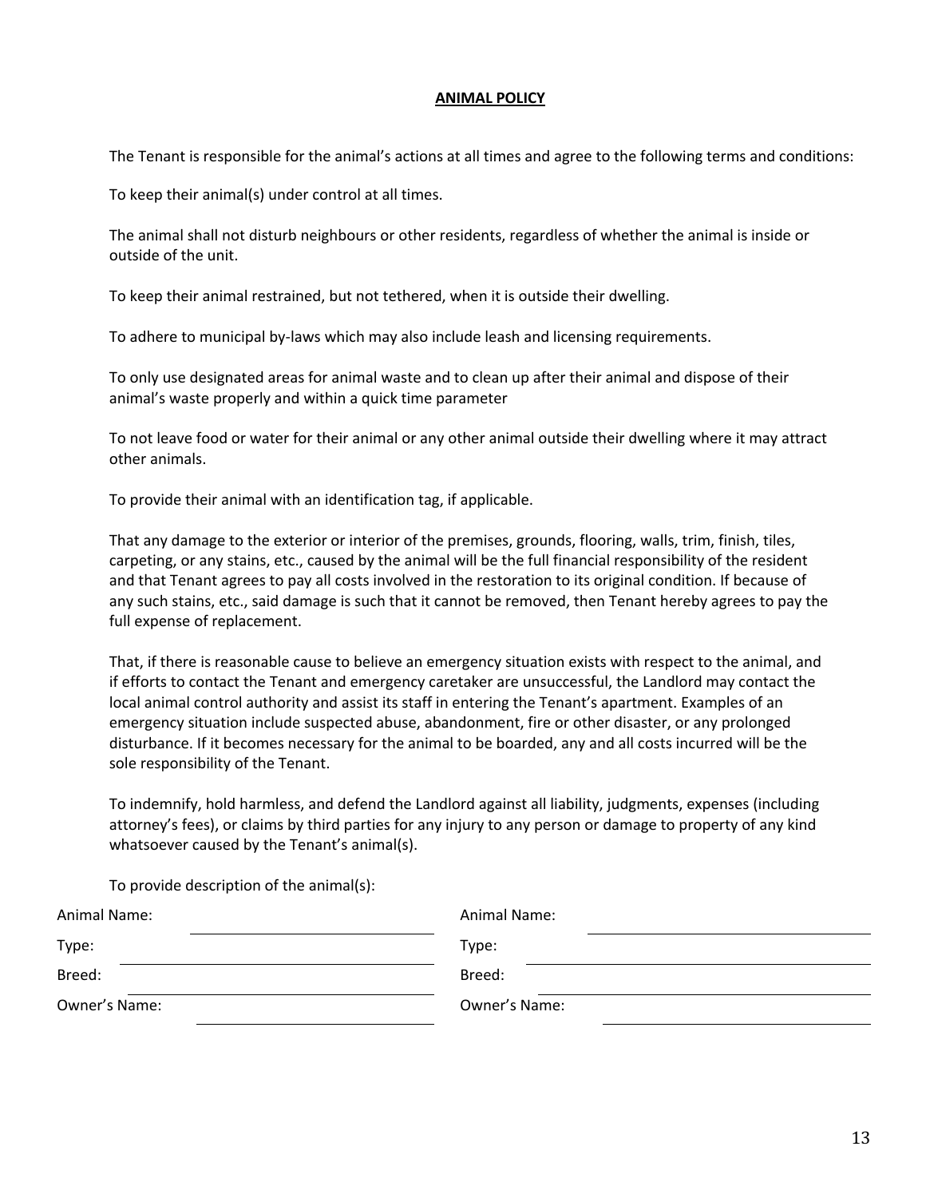**ANIMAL POLICY**

The Tenant is responsible for the animal's actions at all times and agree to the following terms and conditions:

To keep their animal(s) under control at all times.

The animal shall not disturb neighbours or other residents, regardless of whether the animal is inside or outside of the unit.

To keep their animal restrained, but not tethered, when it is outside their dwelling.

To adhere to municipal by-laws which may also include leash and licensing requirements.

To only use designated areas for animal waste and to clean up after their animal and dispose of their animal's waste properly and within a quick time parameter

To not leave food or water for their animal or any other animal outside their dwelling where it may attract other animals.

To provide their animal with an identification tag, if applicable.

That any damage to the exterior or interior of the premises, grounds, flooring, walls, trim, finish, tiles, carpeting, or any stains, etc., caused by the animal will be the full financial responsibility of the resident and that Tenant agrees to pay all costs involved in the restoration to its original condition. If because of any such stains, etc., said damage is such that it cannot be removed, then Tenant hereby agrees to pay the full expense of replacement.

That, if there is reasonable cause to believe an emergency situation exists with respect to the animal, and if efforts to contact the Tenant and emergency caretaker are unsuccessful, the Landlord may contact the local animal control authority and assist its staff in entering the Tenant's apartment. Examples of an emergency situation include suspected abuse, abandonment, fire or other disaster, or any prolonged disturbance. If it becomes necessary for the animal to be boarded, any and all costs incurred will be the sole responsibility of the Tenant.

To indemnify, hold harmless, and defend the Landlord against all liability, judgments, expenses (including attorney's fees), or claims by third parties for any injury to any person or damage to property of any kind whatsoever caused by the Tenant's animal(s).

To provide description of the animal(s):

| | | | |
|---|---|---|---|
| Animal Name: | | Animal Name: | |
| Type: | | Type: | |
| Breed: | | Breed: | |
| Owner's Name: | | Owner's Name: | |